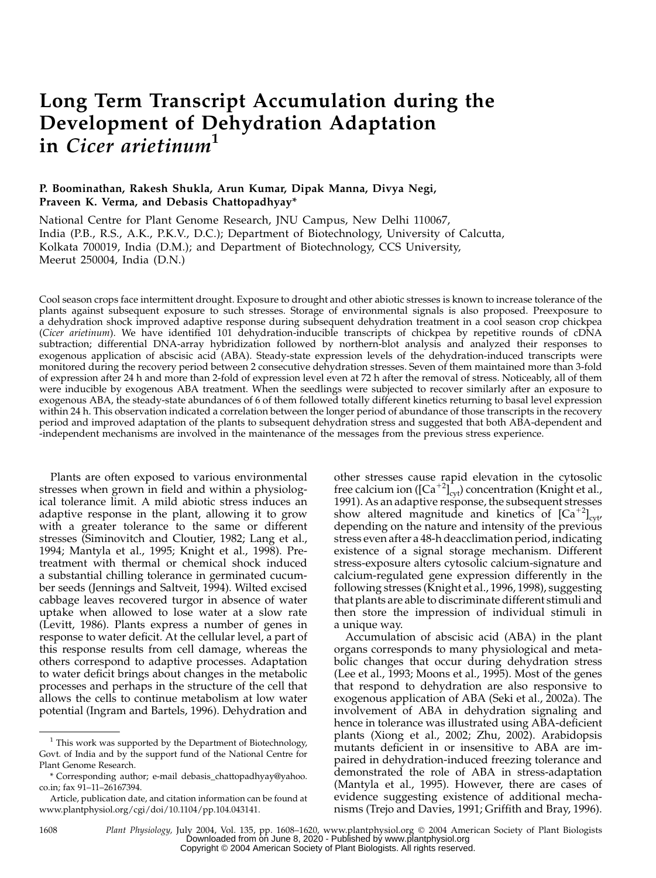# Long Term Transcript Accumulation during the Development of Dehydration Adaptation in *Cicer arietinum*[1]

**P. Boominathan, Rakesh Shukla, Arun Kumar, Dipak Manna, Divya Negi, Praveen K. Verma, and Debasis Chattopadhyay***

National Centre for Plant Genome Research, JNU Campus, New Delhi 110067, India (P.B., R.S., A.K., P.K.V., D.C.); Department of Biotechnology, University of Calcutta, Kolkata 700019, India (D.M.); and Department of Biotechnology, CCS University, Meerut 250004, India (D.N.)

Cool season crops face intermittent drought. Exposure to drought and other abiotic stresses is known to increase tolerance of the plants against subsequent exposure to such stresses. Storage of environmental signals is also proposed. Preexposure to a dehydration shock improved adaptive response during subsequent dehydration treatment in a cool season crop chickpea (*Cicer arietinum*). We have identified 101 dehydration-inducible transcripts of chickpea by repetitive rounds of cDNA subtraction; differential DNA-array hybridization followed by northern-blot analysis and analyzed their responses to exogenous application of abscisic acid (ABA). Steady-state expression levels of the dehydration-induced transcripts were monitored during the recovery period between 2 consecutive dehydration stresses. Seven of them maintained more than 3-fold of expression after 24 h and more than 2-fold of expression level even at 72 h after the removal of stress. Noticeably, all of them were inducible by exogenous ABA treatment. When the seedlings were subjected to recover similarly after an exposure to exogenous ABA, the steady-state abundances of 6 of them followed totally different kinetics returning to basal level expression within 24 h. This observation indicated a correlation between the longer period of abundance of those transcripts in the recovery period and improved adaptation of the plants to subsequent dehydration stress and suggested that both ABA-dependent and -independent mechanisms are involved in the maintenance of the messages from the previous stress experience.

Plants are often exposed to various environmental stresses when grown in field and within a physiological tolerance limit. A mild abiotic stress induces an adaptive response in the plant, allowing it to grow with a greater tolerance to the same or different stresses (Siminovitch and Cloutier, 1982; Lang et al., 1994; Mantyla et al., 1995; Knight et al., 1998). Pretreatment with thermal or chemical shock induced a substantial chilling tolerance in germinated cucumber seeds (Jennings and Saltveit, 1994). Wilted excised cabbage leaves recovered turgor in absence of water uptake when allowed to lose water at a slow rate (Levitt, 1986). Plants express a number of genes in response to water deficit. At the cellular level, a part of this response results from cell damage, whereas the others correspond to adaptive processes. Adaptation to water deficit brings about changes in the metabolic processes and perhaps in the structure of the cell that allows the cells to continue metabolism at low water potential (Ingram and Bartels, 1996). Dehydration and other stresses cause rapid elevation in the cytosolic free calcium ion ($[Ca^{+2}]_{cyt}$) concentration (Knight et al., 1991). As an adaptive response, the subsequent stresses show altered magnitude and kinetics of $[Ca^{+2}]_{cyt}$, depending on the nature and intensity of the previous stress even after a 48-h deacclimation period, indicating existence of a signal storage mechanism. Different stress-exposure alters cytosolic calcium-signature and calcium-regulated gene expression differently in the following stresses (Knight et al., 1996, 1998), suggesting that plants are able to discriminate different stimuli and then store the impression of individual stimuli in a unique way.

Accumulation of abscisic acid (ABA) in the plant organs corresponds to many physiological and metabolic changes that occur during dehydration stress (Lee et al., 1993; Moons et al., 1995). Most of the genes that respond to dehydration are also responsive to exogenous application of ABA (Seki et al., 2002a). The involvement of ABA in dehydration signaling and hence in tolerance was illustrated using ABA-deficient plants (Xiong et al., 2002; Zhu, 2002). Arabidopsis mutants deficient in or insensitive to ABA are impaired in dehydration-induced freezing tolerance and demonstrated the role of ABA in stress-adaptation (Mantyla et al., 1995). However, there are cases of evidence suggesting existence of additional mechanisms (Trejo and Davies, 1991; Griffith and Bray, 1996).

[1] This work was supported by the Department of Biotechnology, Govt. of India and by the support fund of the National Centre for Plant Genome Research.

\* Corresponding author; e-mail debasis_chattopadhyay@yahoo.co.in; fax 91–11–26167394.

Article, publication date, and citation information can be found at www.plantphysiol.org/cgi/doi/10.1104/pp.104.043141.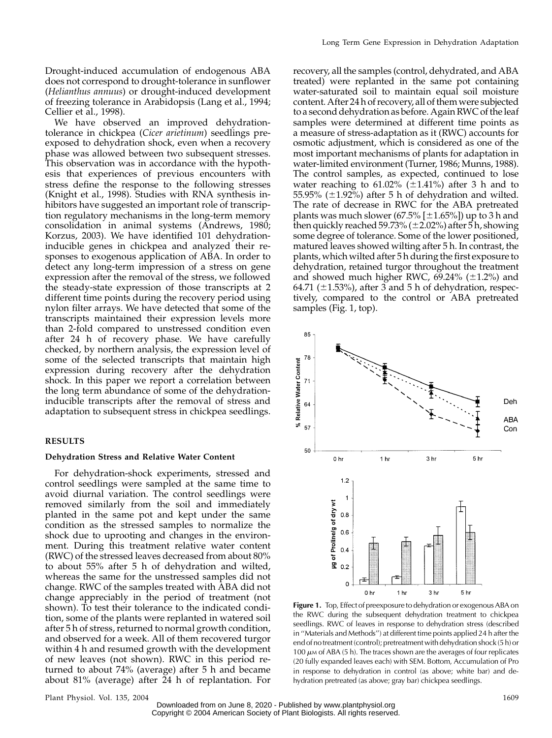Drought-induced accumulation of endogenous ABA does not correspond to drought-tolerance in sunflower (*Helianthus annuus*) or drought-induced development of freezing tolerance in Arabidopsis (Lang et al., 1994; Cellier et al., 1998).

We have observed an improved dehydration-tolerance in chickpea (*Cicer arietinum*) seedlings pre-exposed to dehydration shock, even when a recovery phase was allowed between two subsequent stresses. This observation was in accordance with the hypothesis that experiences of previous encounters with stress define the response to the following stresses (Knight et al., 1998). Studies with RNA synthesis inhibitors have suggested an important role of transcription regulatory mechanisms in the long-term memory consolidation in animal systems (Andrews, 1980; Korzus, 2003). We have identified 101 dehydration-inducible genes in chickpea and analyzed their responses to exogenous application of ABA. In order to detect any long-term impression of a stress on gene expression after the removal of the stress, we followed the steady-state expression of those transcripts at 2 different time points during the recovery period using nylon filter arrays. We have detected that some of the transcripts maintained their expression levels more than 2-fold compared to unstressed condition even after 24 h of recovery phase. We have carefully checked, by northern analysis, the expression level of some of the selected transcripts that maintain high expression during recovery after the dehydration shock. In this paper we report a correlation between the long term abundance of some of the dehydration-inducible transcripts after the removal of stress and adaptation to subsequent stress in chickpea seedlings.

## RESULTS

### Dehydration Stress and Relative Water Content

For dehydration-shock experiments, stressed and control seedlings were sampled at the same time to avoid diurnal variation. The control seedlings were removed similarly from the soil and immediately planted in the same pot and kept under the same condition as the stressed samples to normalize the shock due to uprooting and changes in the environment. During this treatment relative water content (RWC) of the stressed leaves decreased from about 80% to about 55% after 5 h of dehydration and wilted, whereas the same for the unstressed samples did not change. RWC of the samples treated with ABA did not change appreciably in the period of treatment (not shown). To test their tolerance to the indicated condition, some of the plants were replanted in watered soil after 5 h of stress, returned to normal growth condition, and observed for a week. All of them recovered turgor within 4 h and resumed growth with the development of new leaves (not shown). RWC in this period returned to about 74% (average) after 5 h and became about 81% (average) after 24 h of replantation. For recovery, all the samples (control, dehydrated, and ABA treated) were replanted in the same pot containing water-saturated soil to maintain equal soil moisture content. After 24 h of recovery, all of them were subjected to a second dehydration as before. Again RWC of the leaf samples were determined at different time points as a measure of stress-adaptation as it (RWC) accounts for osmotic adjustment, which is considered as one of the most important mechanisms of plants for adaptation in water-limited environment (Turner, 1986; Munns, 1988). The control samples, as expected, continued to lose water reaching to 61.02% (±1.41%) after 3 h and to 55.95% (±1.92%) after 5 h of dehydration and wilted. The rate of decrease in RWC for the ABA pretreated plants was much slower (67.5% [±1.65%]) up to 3 h and then quickly reached 59.73% (±2.02%) after 5 h, showing some degree of tolerance. Some of the lower positioned, matured leaves showed wilting after 5 h. In contrast, the plants, which wilted after 5 h during the first exposure to dehydration, retained turgor throughout the treatment and showed much higher RWC, 69.24% (±1.2%) and 64.71 (±1.53%), after 3 and 5 h of dehydration, respectively, compared to the control or ABA pretreated samples (Fig. 1, top).

**Figure 1.** Top, Effect of preexposure to dehydration or exogenous ABA on the RWC during the subsequent dehydration treatment to chickpea seedlings. RWC of leaves in response to dehydration stress (described in "Materials and Methods") at different time points applied 24 h after the end of no treatment (control); pretreatment with dehydration shock (5 h) or 100 $\mu$M of ABA (5 h). The traces shown are the averages of four replicates (20 fully expanded leaves each) with SEM. Bottom, Accumulation of Pro in response to dehydration in control (as above; white bar) and dehydration pretreated (as above; gray bar) chickpea seedlings.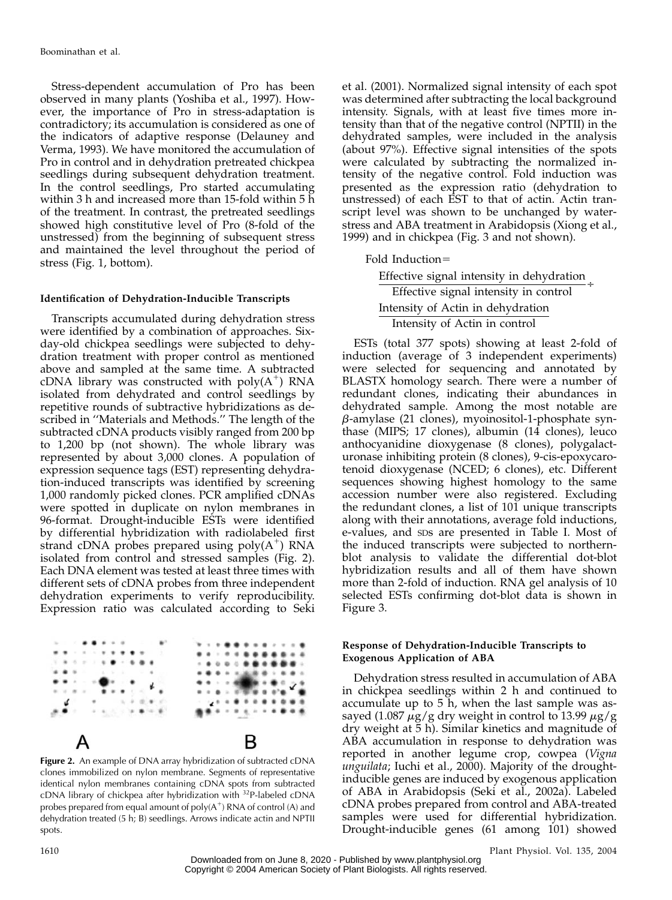Stress-dependent accumulation of Pro has been observed in many plants (Yoshiba et al., 1997). However, the importance of Pro in stress-adaptation is contradictory; its accumulation is considered as one of the indicators of adaptive response (Delauney and Verma, 1993). We have monitored the accumulation of Pro in control and in dehydration pretreated chickpea seedlings during subsequent dehydration treatment. In the control seedlings, Pro started accumulating within 3 h and increased more than 15-fold within 5 h of the treatment. In contrast, the pretreated seedlings showed high constitutive level of Pro (8-fold of the unstressed) from the beginning of subsequent stress and maintained the level throughout the period of stress (Fig. 1, bottom).

### Identification of Dehydration-Inducible Transcripts

Transcripts accumulated during dehydration stress were identified by a combination of approaches. Six-day-old chickpea seedlings were subjected to dehydration treatment with proper control as mentioned above and sampled at the same time. A subtracted cDNA library was constructed with poly($A^+$) RNA isolated from dehydrated and control seedlings by repetitive rounds of subtractive hybridizations as described in "Materials and Methods." The length of the subtracted cDNA products visibly ranged from 200 bp to 1,200 bp (not shown). The whole library was represented by about 3,000 clones. A population of expression sequence tags (EST) representing dehydration-induced transcripts was identified by screening 1,000 randomly picked clones. PCR amplified cDNAs were spotted in duplicate on nylon membranes in 96-format. Drought-inducible ESTs were identified by differential hybridization with radiolabeled first strand cDNA probes prepared using poly($A^+$) RNA isolated from control and stressed samples (Fig. 2). Each DNA element was tested at least three times with different sets of cDNA probes from three independent dehydration experiments to verify reproducibility. Expression ratio was calculated according to Seki et al. (2001). Normalized signal intensity of each spot was determined after subtracting the local background intensity. Signals, with at least five times more intensity than that of the negative control (NPTII) in the dehydrated samples, were included in the analysis (about 97%). Effective signal intensities of the spots were calculated by subtracting the normalized intensity of the negative control. Fold induction was presented as the expression ratio (dehydration to unstressed) of each EST to that of actin. Actin transcript level was shown to be unchanged by water-stress and ABA treatment in Arabidopsis (Xiong et al., 1999) and in chickpea (Fig. 3 and not shown).

$$\text{Fold Induction} = \frac{\text{Effective signal intensity in dehydration}}{\text{Effective signal intensity in control}} \div \frac{\text{Intensity of Actin in dehydration}}{\text{Intensity of Actin in control}}$$

ESTs (total 377 spots) showing at least 2-fold of induction (average of 3 independent experiments) were selected for sequencing and annotated by BLASTX homology search. There were a number of redundant clones, indicating their abundances in dehydrated sample. Among the most notable are $\beta$-amylase (21 clones), myoinositol-1-phosphate synthase (MIPS; 17 clones), albumin (14 clones), leuco anthocyanidine dioxygenase (8 clones), polygalacturonase inhibiting protein (8 clones), 9-cis-epoxycarotenoid dioxygenase (NCED; 6 clones), etc. Different sequences showing highest homology to the same accession number were also registered. Excluding the redundant clones, a list of 101 unique transcripts along with their annotations, average fold inductions, e-values, and SDs are presented in Table I. Most of the induced transcripts were subjected to northern-blot analysis to validate the differential dot-blot hybridization results and all of them have shown more than 2-fold of induction. RNA gel analysis of 10 selected ESTs confirming dot-blot data is shown in Figure 3.

**Figure 2.** An example of DNA array hybridization of subtracted cDNA clones immobilized on nylon membrane. Segments of representative identical nylon membranes containing cDNA spots from subtracted cDNA library of chickpea after hybridization with $^{32}P$-labeled cDNA probes prepared from equal amount of poly($A^+$) RNA of control (A) and dehydration treated (5 h; B) seedlings. Arrows indicate actin and NPTII spots.

### Response of Dehydration-Inducible Transcripts to Exogenous Application of ABA

Dehydration stress resulted in accumulation of ABA in chickpea seedlings within 2 h and continued to accumulate up to 5 h, when the last sample was assayed (1.087 $\mu$g/g dry weight in control to 13.99 $\mu$g/g dry weight at 5 h). Similar kinetics and magnitude of ABA accumulation in response to dehydration was reported in another legume crop, cowpea (*Vigna unguilata*; Iuchi et al., 2000). Majority of the drought-inducible genes are induced by exogenous application of ABA in Arabidopsis (Seki et al., 2002a). Labeled cDNA probes prepared from control and ABA-treated samples were used for differential hybridization. Drought-inducible genes (61 among 101) showed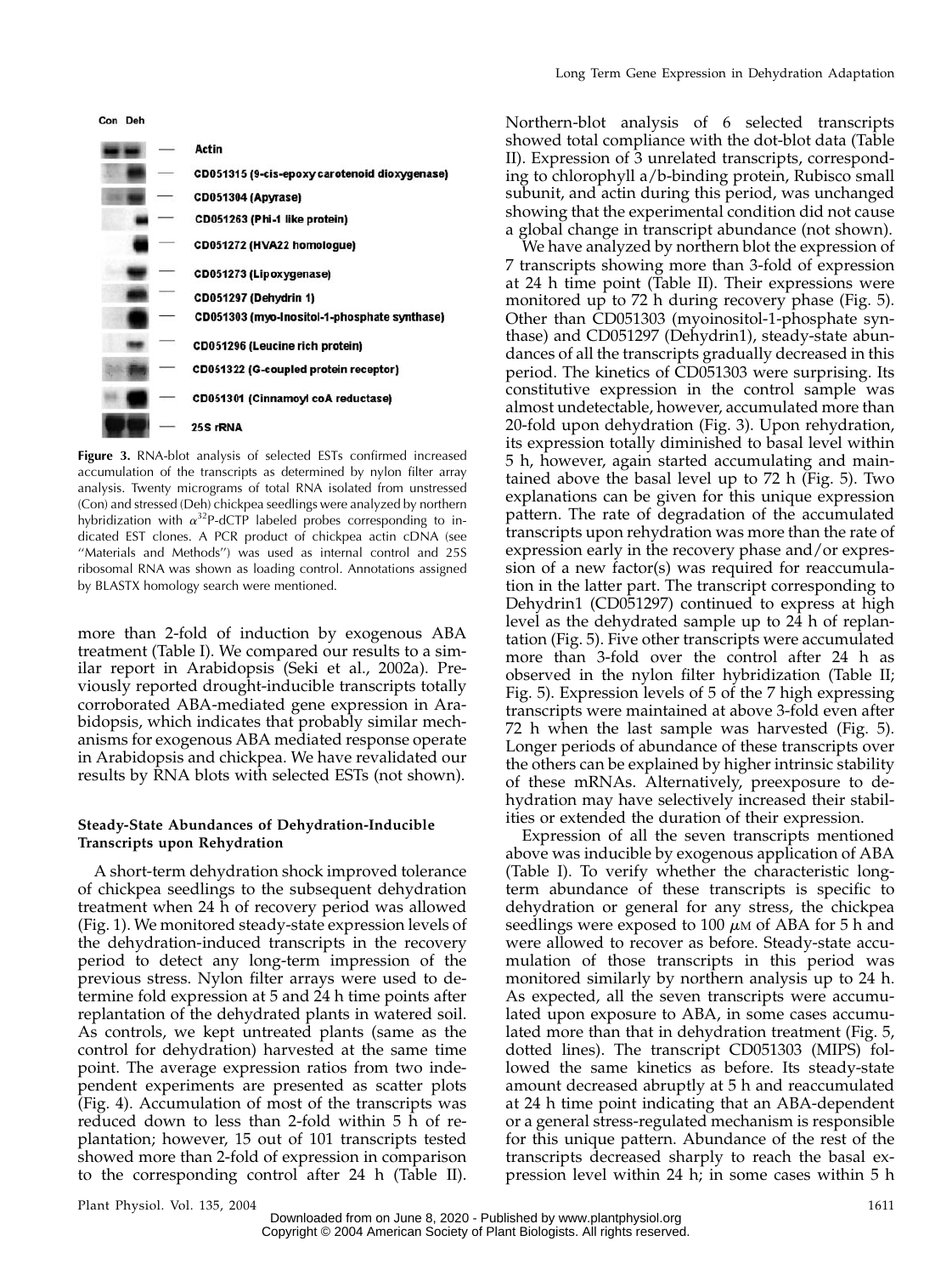Con Deh

Actin

CD051315 (9-cis-epoxy carotenoid dioxygenase)

CD051304 (Apyrase)

CD051263 (Phi-1 like protein)

CD051272 (HVA22 homologue)

CD051273 (Lipoxygenase)

CD051297 (Dehydrin 1)

CD051303 (myo-Inositol-1-phosphate synthase)

CD051296 (Leucine rich protein)

CD051322 (G-coupled protein receptor)

CD051301 (Cinnamoyl coA reductase)

25S rRNA

**Figure 3.** RNA-blot analysis of selected ESTs confirmed increased accumulation of the transcripts as determined by nylon filter array analysis. Twenty micrograms of total RNA isolated from unstressed (Con) and stressed (Deh) chickpea seedlings were analyzed by northern hybridization with $\alpha^{32}$P-dCTP labeled probes corresponding to indicated EST clones. A PCR product of chickpea actin cDNA (see "Materials and Methods") was used as internal control and 25S ribosomal RNA was shown as loading control. Annotations assigned by BLASTX homology search were mentioned.

more than 2-fold of induction by exogenous ABA treatment (Table I). We compared our results to a similar report in Arabidopsis (Seki et al., 2002a). Previously reported drought-inducible transcripts totally corroborated ABA-mediated gene expression in Arabidopsis, which indicates that probably similar mechanisms for exogenous ABA mediated response operate in Arabidopsis and chickpea. We have revalidated our results by RNA blots with selected ESTs (not shown).

#### Steady-State Abundances of Dehydration-Inducible Transcripts upon Rehydration

A short-term dehydration shock improved tolerance of chickpea seedlings to the subsequent dehydration treatment when 24 h of recovery period was allowed (Fig. 1). We monitored steady-state expression levels of the dehydration-induced transcripts in the recovery period to detect any long-term impression of the previous stress. Nylon filter arrays were used to determine fold expression at 5 and 24 h time points after replantation of the dehydrated plants in watered soil. As controls, we kept untreated plants (same as the control for dehydration) harvested at the same time point. The average expression ratios from two independent experiments are presented as scatter plots (Fig. 4). Accumulation of most of the transcripts was reduced down to less than 2-fold within 5 h of replantation; however, 15 out of 101 transcripts tested showed more than 2-fold of expression in comparison to the corresponding control after 24 h (Table II). Northern-blot analysis of 6 selected transcripts showed total compliance with the dot-blot data (Table II). Expression of 3 unrelated transcripts, corresponding to chlorophyll a/b-binding protein, Rubisco small subunit, and actin during this period, was unchanged showing that the experimental condition did not cause a global change in transcript abundance (not shown).

We have analyzed by northern blot the expression of 7 transcripts showing more than 3-fold of expression at 24 h time point (Table II). Their expressions were monitored up to 72 h during recovery phase (Fig. 5). Other than CD051303 (myoinositol-1-phosphate synthase) and CD051297 (Dehydrin1), steady-state abundances of all the transcripts gradually decreased in this period. The kinetics of CD051303 were surprising. Its constitutive expression in the control sample was almost undetectable, however, accumulated more than 20-fold upon dehydration (Fig. 3). Upon rehydration, its expression totally diminished to basal level within 5 h, however, again started accumulating and maintained above the basal level up to 72 h (Fig. 5). Two explanations can be given for this unique expression pattern. The rate of degradation of the accumulated transcripts upon rehydration was more than the rate of expression early in the recovery phase and/or expression of a new factor(s) was required for reaccumulation in the latter part. The transcript corresponding to Dehydrin1 (CD051297) continued to express at high level as the dehydrated sample up to 24 h of replantation (Fig. 5). Five other transcripts were accumulated more than 3-fold over the control after 24 h as observed in the nylon filter hybridization (Table II; Fig. 5). Expression levels of 5 of the 7 high expressing transcripts were maintained at above 3-fold even after 72 h when the last sample was harvested (Fig. 5). Longer periods of abundance of these transcripts over the others can be explained by higher intrinsic stability of these mRNAs. Alternatively, preexposure to dehydration may have selectively increased their stabilities or extended the duration of their expression.

Expression of all the seven transcripts mentioned above was inducible by exogenous application of ABA (Table I). To verify whether the characteristic long-term abundance of these transcripts is specific to dehydration or general for any stress, the chickpea seedlings were exposed to 100 $\mu$M of ABA for 5 h and were allowed to recover as before. Steady-state accumulation of those transcripts in this period was monitored similarly by northern analysis up to 24 h. As expected, all the seven transcripts were accumulated upon exposure to ABA, in some cases accumulated more than that in dehydration treatment (Fig. 5, dotted lines). The transcript CD051303 (MIPS) followed the same kinetics as before. Its steady-state amount decreased abruptly at 5 h and reaccumulated at 24 h time point indicating that an ABA-dependent or a general stress-regulated mechanism is responsible for this unique pattern. Abundance of the rest of the transcripts decreased sharply to reach the basal expression level within 24 h; in some cases within 5 h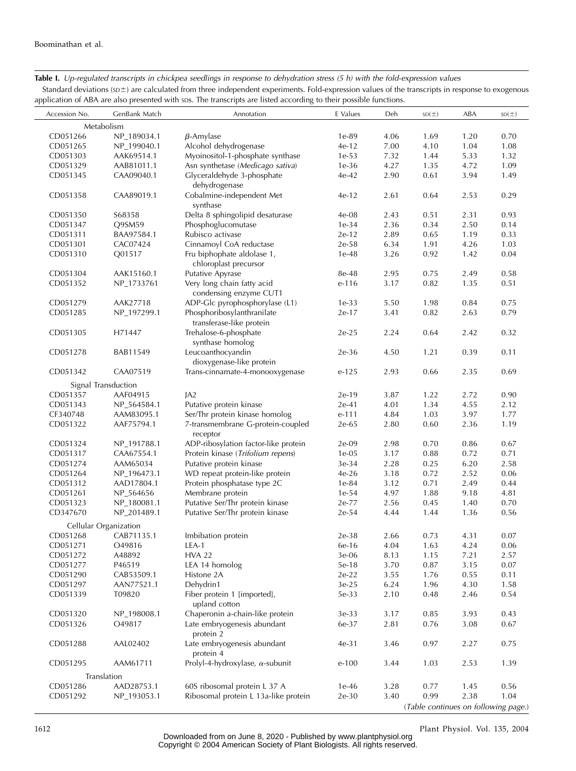**Table I.** *Up-regulated transcripts in chickpea seedlings in response to dehydration stress (5 h) with the fold-expression values*

Standard deviations (SD±) are calculated from three independent experiments. Fold-expression values of the transcripts in response to exogenous application of ABA are also presented with SDs. The transcripts are listed according to their possible functions.

| Accession No. | GenBank Match | Annotation | E Values | Deh | SD(±) | ABA | SD(±) |
|---|---|---|---|---|---|---|---|
| Metabolism | | | | | | | |
| CD051266 | NP_189034.1 | β-Amylase | 1e-89 | 4.06 | 1.69 | 1.20 | 0.70 |
| CD051265 | NP_199040.1 | Alcohol dehydrogenase | 4e-12 | 7.00 | 4.10 | 1.04 | 1.08 |
| CD051303 | AAK69514.1 | Myoinositol-1-phosphate synthase | 1e-53 | 7.32 | 1.44 | 5.33 | 1.32 |
| CD051329 | AAB81011.1 | Asn synthetase (*Medicago sativa*) | 1e-36 | 4.27 | 1.35 | 4.72 | 1.09 |
| CD051345 | CAA09040.1 | Glyceraldehyde 3-phosphate dehydrogenase | 4e-42 | 2.90 | 0.61 | 3.94 | 1.49 |
| CD051358 | CAA89019.1 | Cobalmine-independent Met synthase | 4e-12 | 2.61 | 0.64 | 2.53 | 0.29 |
| CD051350 | S68358 | Delta 8 sphingolipid desaturase | 4e-08 | 2.43 | 0.51 | 2.31 | 0.93 |
| CD051347 | Q9SM59 | Phosphoglucomutase | 1e-34 | 2.36 | 0.34 | 2.50 | 0.14 |
| CD051311 | BAA97584.1 | Rubisco activase | 2e-12 | 2.89 | 0.65 | 1.19 | 0.33 |
| CD051301 | CAC07424 | Cinnamoyl CoA reductase | 2e-58 | 6.34 | 1.91 | 4.26 | 1.03 |
| CD051310 | Q01517 | Fru biphophate aldolase 1, chloroplast precursor | 1e-48 | 3.26 | 0.92 | 1.42 | 0.04 |
| CD051304 | AAK15160.1 | Putative Apyrase | 8e-48 | 2.95 | 0.75 | 2.49 | 0.58 |
| CD051352 | NP_1733761 | Very long chain fatty acid condensing enzyme CUT1 | e-116 | 3.17 | 0.82 | 1.35 | 0.51 |
| CD051279 | AAK27718 | ADP-Glc pyrophosphorylase (L1) | 1e-33 | 5.50 | 1.98 | 0.84 | 0.75 |
| CD051285 | NP_197299.1 | Phosphoribosylanthranilate transferase-like protein | 2e-17 | 3.41 | 0.82 | 2.63 | 0.79 |
| CD051305 | H71447 | Trehalose-6-phosphate synthase homolog | 2e-25 | 2.24 | 0.64 | 2.42 | 0.32 |
| CD051278 | BAB11549 | Leucoanthocyandin dioxygenase-like protein | 2e-36 | 4.50 | 1.21 | 0.39 | 0.11 |
| CD051342 | CAA07519 | Trans-cinnamate-4-monooxygenase | e-125 | 2.93 | 0.66 | 2.35 | 0.69 |
| Signal Transduction | | | | | | | |
| CD051357 | AAF04915 | JA2 | 2e-19 | 3.87 | 1.22 | 2.72 | 0.90 |
| CD051343 | NP_564584.1 | Putative protein kinase | 2e-41 | 4.01 | 1.34 | 4.55 | 2.12 |
| CF340748 | AAM83095.1 | Ser/Thr protein kinase homolog | e-111 | 4.84 | 1.03 | 3.97 | 1.77 |
| CD051322 | AAF75794.1 | 7-transmembrane G-protein-coupled receptor | 2e-65 | 2.80 | 0.60 | 2.36 | 1.19 |
| CD051324 | NP_191788.1 | ADP-ribosylation factor-like protein | 2e-09 | 2.98 | 0.70 | 0.86 | 0.67 |
| CD051317 | CAA67554.1 | Protein kinase (*Trifolium repens*) | 1e-05 | 3.17 | 0.88 | 0.72 | 0.71 |
| CD051274 | AAM65034 | Putative protein kinase | 3e-34 | 2.28 | 0.25 | 6.20 | 2.58 |
| CD051264 | NP_196473.1 | WD repeat protein-like protein | 4e-26 | 3.18 | 0.72 | 2.52 | 0.06 |
| CD051312 | AAD17804.1 | Protein phosphatase type 2C | 1e-84 | 3.12 | 0.71 | 2.49 | 0.44 |
| CD051261 | NP_564656 | Membrane protein | 1e-54 | 4.97 | 1.88 | 9.18 | 4.81 |
| CD051323 | NP_180081.1 | Putative Ser/Thr protein kinase | 2e-77 | 2.56 | 0.45 | 1.40 | 0.70 |
| CD347670 | NP_201489.1 | Putative Ser/Thr protein kinase | 2e-54 | 4.44 | 1.44 | 1.36 | 0.56 |
| Cellular Organization | | | | | | | |
| CD051268 | CAB71135.1 | Imbibation protein | 2e-38 | 2.66 | 0.73 | 4.31 | 0.07 |
| CD051271 | O49816 | LEA-1 | 6e-16 | 4.04 | 1.63 | 4.24 | 0.06 |
| CD051272 | A48892 | HVA 22 | 3e-06 | 8.13 | 1.15 | 7.21 | 2.57 |
| CD051277 | P46519 | LEA 14 homolog | 5e-18 | 3.70 | 0.87 | 3.15 | 0.07 |
| CD051290 | CAB53509.1 | Histone 2A | 2e-22 | 3.55 | 1.76 | 0.55 | 0.11 |
| CD051297 | AAN77521.1 | Dehydrin1 | 3e-25 | 6.24 | 1.96 | 4.30 | 1.58 |
| CD051339 | T09820 | Fiber protein 1 [imported], upland cotton | 5e-33 | 2.10 | 0.48 | 2.46 | 0.54 |
| CD051320 | NP_198008.1 | Chaperonin a-chain-like protein | 3e-33 | 3.17 | 0.85 | 3.93 | 0.43 |
| CD051326 | O49817 | Late embryogenesis abundant protein 2 | 6e-37 | 2.81 | 0.76 | 3.08 | 0.67 |
| CD051288 | AAL02402 | Late embryogenesis abundant protein 4 | 4e-31 | 3.46 | 0.97 | 2.27 | 0.75 |
| CD051295 | AAM61711 | Prolyl-4-hydroxylase, α-subunit | e-100 | 3.44 | 1.03 | 2.53 | 1.39 |
| Translation | | | | | | | |
| CD051286 | AAD28753.1 | 60S ribosomal protein L 37 A | 1e-46 | 3.28 | 0.77 | 1.45 | 0.56 |
| CD051292 | NP_193053.1 | Ribosomal protein L 13a-like protein | 2e-30 | 3.40 | 0.99 | 2.38 | 1.04 |

*(Table continues on following page.)*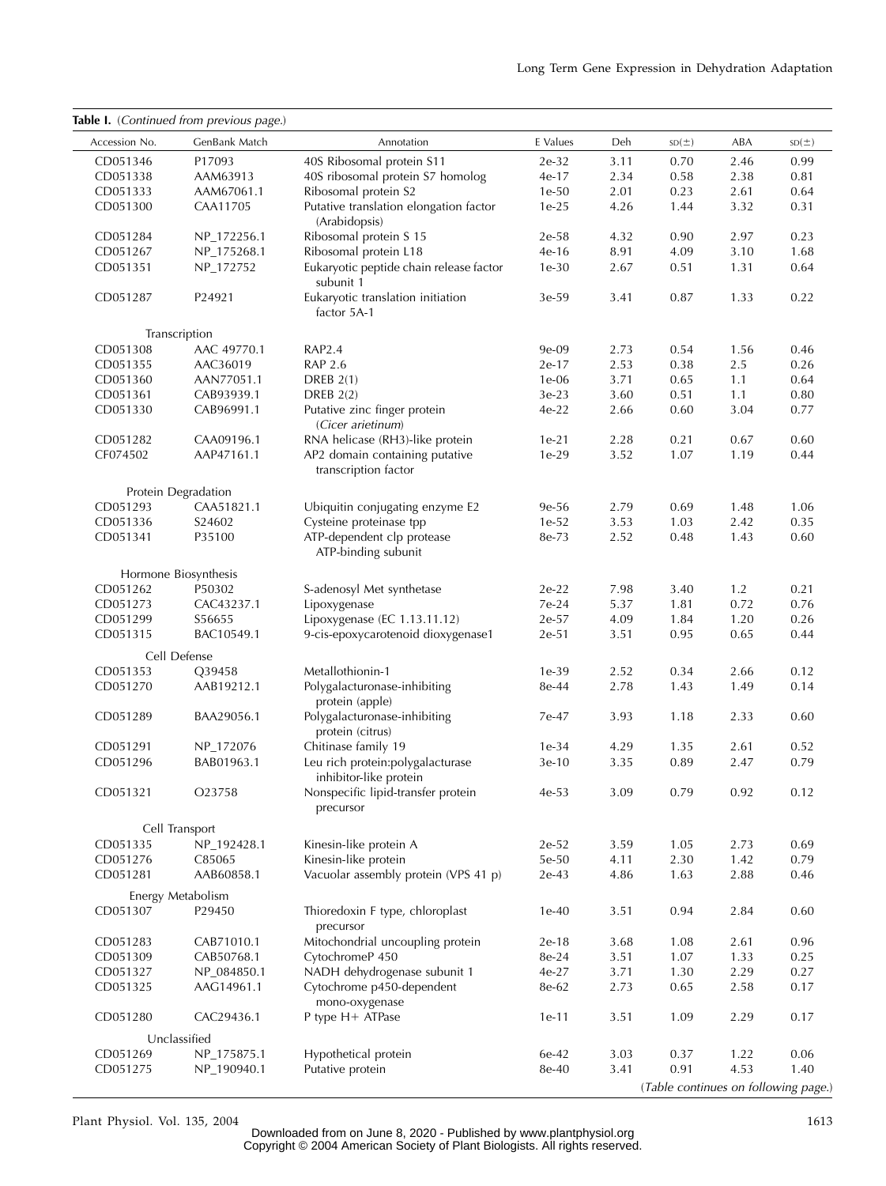**Table I.** (*Continued from previous page.*)

| Accession No. | GenBank Match | Annotation | E Values | Deh | SD(±) | ABA | SD(±) |
|---|---|---|---|---|---|---|---|
| CD051346 | P17093 | 40S Ribosomal protein S11 | 2e-32 | 3.11 | 0.70 | 2.46 | 0.99 |
| CD051338 | AAM63913 | 40S ribosomal protein S7 homolog | 4e-17 | 2.34 | 0.58 | 2.38 | 0.81 |
| CD051333 | AAM67061.1 | Ribosomal protein S2 | 1e-50 | 2.01 | 0.23 | 2.61 | 0.64 |
| CD051300 | CAA11705 | Putative translation elongation factor (Arabidopsis) | 1e-25 | 4.26 | 1.44 | 3.32 | 0.31 |
| CD051284 | NP_172256.1 | Ribosomal protein S 15 | 2e-58 | 4.32 | 0.90 | 2.97 | 0.23 |
| CD051267 | NP_175268.1 | Ribosomal protein L18 | 4e-16 | 8.91 | 4.09 | 3.10 | 1.68 |
| CD051351 | NP_172752 | Eukaryotic peptide chain release factor subunit 1 | 1e-30 | 2.67 | 0.51 | 1.31 | 0.64 |
| CD051287 | P24921 | Eukaryotic translation initiation factor 5A-1 | 3e-59 | 3.41 | 0.87 | 1.33 | 0.22 |
| Transcription | | | | | | | |
| CD051308 | AAC 49770.1 | RAP2.4 | 9e-09 | 2.73 | 0.54 | 1.56 | 0.46 |
| CD051355 | AAC36019 | RAP 2.6 | 2e-17 | 2.53 | 0.38 | 2.5 | 0.26 |
| CD051360 | AAN77051.1 | DREB 2(1) | 1e-06 | 3.71 | 0.65 | 1.1 | 0.64 |
| CD051361 | CAB93939.1 | DREB 2(2) | 3e-23 | 3.60 | 0.51 | 1.1 | 0.80 |
| CD051330 | CAB96991.1 | Putative zinc finger protein (*Cicer arietinum*) | 4e-22 | 2.66 | 0.60 | 3.04 | 0.77 |
| CD051282 | CAA09196.1 | RNA helicase (RH3)-like protein | 1e-21 | 2.28 | 0.21 | 0.67 | 0.60 |
| CF074502 | AAP47161.1 | AP2 domain containing putative transcription factor | 1e-29 | 3.52 | 1.07 | 1.19 | 0.44 |
| Protein Degradation | | | | | | | |
| CD051293 | CAA51821.1 | Ubiquitin conjugating enzyme E2 | 9e-56 | 2.79 | 0.69 | 1.48 | 1.06 |
| CD051336 | S24602 | Cysteine proteinase tpp | 1e-52 | 3.53 | 1.03 | 2.42 | 0.35 |
| CD051341 | P35100 | ATP-dependent clp protease ATP-binding subunit | 8e-73 | 2.52 | 0.48 | 1.43 | 0.60 |
| Hormone Biosynthesis | | | | | | | |
| CD051262 | P50302 | S-adenosyl Met synthetase | 2e-22 | 7.98 | 3.40 | 1.2 | 0.21 |
| CD051273 | CAC43237.1 | Lipoxygenase | 7e-24 | 5.37 | 1.81 | 0.72 | 0.76 |
| CD051299 | S56655 | Lipoxygenase (EC 1.13.11.12) | 2e-57 | 4.09 | 1.84 | 1.20 | 0.26 |
| CD051315 | BAC10549.1 | 9-cis-epoxycarotenoid dioxygenase1 | 2e-51 | 3.51 | 0.95 | 0.65 | 0.44 |
| Cell Defense | | | | | | | |
| CD051353 | Q39458 | Metallothionin-1 | 1e-39 | 2.52 | 0.34 | 2.66 | 0.12 |
| CD051270 | AAB19212.1 | Polygalacturonase-inhibiting protein (apple) | 8e-44 | 2.78 | 1.43 | 1.49 | 0.14 |
| CD051289 | BAA29056.1 | Polygalacturonase-inhibiting protein (citrus) | 7e-47 | 3.93 | 1.18 | 2.33 | 0.60 |
| CD051291 | NP_172076 | Chitinase family 19 | 1e-34 | 4.29 | 1.35 | 2.61 | 0.52 |
| CD051296 | BAB01963.1 | Leu rich protein:polygalacturase inhibitor-like protein | 3e-10 | 3.35 | 0.89 | 2.47 | 0.79 |
| CD051321 | O23758 | Nonspecific lipid-transfer protein precursor | 4e-53 | 3.09 | 0.79 | 0.92 | 0.12 |
| Cell Transport | | | | | | | |
| CD051335 | NP_192428.1 | Kinesin-like protein A | 2e-52 | 3.59 | 1.05 | 2.73 | 0.69 |
| CD051276 | C85065 | Kinesin-like protein | 5e-50 | 4.11 | 2.30 | 1.42 | 0.79 |
| CD051281 | AAB60858.1 | Vacuolar assembly protein (VPS 41 p) | 2e-43 | 4.86 | 1.63 | 2.88 | 0.46 |
| Energy Metabolism | | | | | | | |
| CD051307 | P29450 | Thioredoxin F type, chloroplast precursor | 1e-40 | 3.51 | 0.94 | 2.84 | 0.60 |
| CD051283 | CAB71010.1 | Mitochondrial uncoupling protein | 2e-18 | 3.68 | 1.08 | 2.61 | 0.96 |
| CD051309 | CAB50768.1 | CytochromeP 450 | 8e-24 | 3.51 | 1.07 | 1.33 | 0.25 |
| CD051327 | NP_084850.1 | NADH dehydrogenase subunit 1 | 4e-27 | 3.71 | 1.30 | 2.29 | 0.27 |
| CD051325 | AAG14961.1 | Cytochrome p450-dependent mono-oxygenase | 8e-62 | 2.73 | 0.65 | 2.58 | 0.17 |
| CD051280 | CAC29436.1 | P type H+ ATPase | 1e-11 | 3.51 | 1.09 | 2.29 | 0.17 |
| Unclassified | | | | | | | |
| CD051269 | NP_175875.1 | Hypothetical protein | 6e-42 | 3.03 | 0.37 | 1.22 | 0.06 |
| CD051275 | NP_190940.1 | Putative protein | 8e-40 | 3.41 | 0.91 | 4.53 | 1.40 |

(*Table continues on following page.*)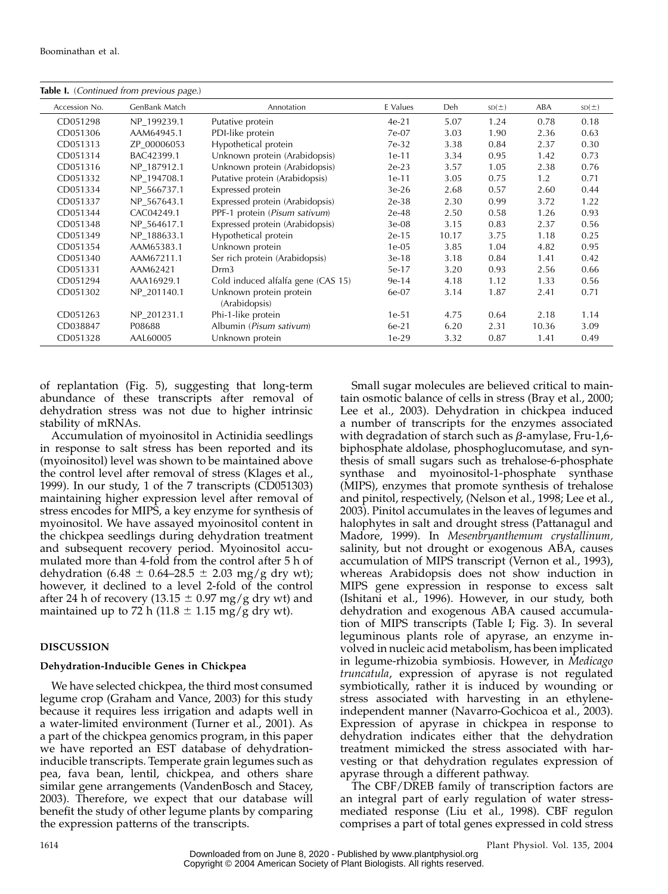**Table I.** (*Continued from previous page.*)

| Accession No. | GenBank Match | Annotation | E Values | Deh | SD(±) | ABA | SD(±) |
|---|---|---|---|---|---|---|---|
| CD051298 | NP_199239.1 | Putative protein | 4e-21 | 5.07 | 1.24 | 0.78 | 0.18 |
| CD051306 | AAM64945.1 | PDI-like protein | 7e-07 | 3.03 | 1.90 | 2.36 | 0.63 |
| CD051313 | ZP_00006053 | Hypothetical protein | 7e-32 | 3.38 | 0.84 | 2.37 | 0.30 |
| CD051314 | BAC42399.1 | Unknown protein (Arabidopsis) | 1e-11 | 3.34 | 0.95 | 1.42 | 0.73 |
| CD051316 | NP_187912.1 | Unknown protein (Arabidopsis) | 2e-23 | 3.57 | 1.05 | 2.38 | 0.76 |
| CD051332 | NP_194708.1 | Putative protein (Arabidopsis) | 1e-11 | 3.05 | 0.75 | 1.2 | 0.71 |
| CD051334 | NP_566737.1 | Expressed protein | 3e-26 | 2.68 | 0.57 | 2.60 | 0.44 |
| CD051337 | NP_567643.1 | Expressed protein (Arabidopsis) | 2e-38 | 2.30 | 0.99 | 3.72 | 1.22 |
| CD051344 | CAC04249.1 | PPF-1 protein (*Pisum sativum*) | 2e-48 | 2.50 | 0.58 | 1.26 | 0.93 |
| CD051348 | NP_564617.1 | Expressed protein (Arabidopsis) | 3e-08 | 3.15 | 0.83 | 2.37 | 0.56 |
| CD051349 | NP_188633.1 | Hypothetical protein | 2e-15 | 10.17 | 3.75 | 1.18 | 0.25 |
| CD051354 | AAM65383.1 | Unknown protein | 1e-05 | 3.85 | 1.04 | 4.82 | 0.95 |
| CD051340 | AAM67211.1 | Ser rich protein (Arabidopsis) | 3e-18 | 3.18 | 0.84 | 1.41 | 0.42 |
| CD051331 | AAM62421 | Drm3 | 5e-17 | 3.20 | 0.93 | 2.56 | 0.66 |
| CD051294 | AAA16929.1 | Cold induced alfalfa gene (CAS 15) | 9e-14 | 4.18 | 1.12 | 1.33 | 0.56 |
| CD051302 | NP_201140.1 | Unknown protein protein (Arabidopsis) | 6e-07 | 3.14 | 1.87 | 2.41 | 0.71 |
| CD051263 | NP_201231.1 | Phi-1-like protein | 1e-51 | 4.75 | 0.64 | 2.18 | 1.14 |
| CD038847 | P08688 | Albumin (*Pisum sativum*) | 6e-21 | 6.20 | 2.31 | 10.36 | 3.09 |
| CD051328 | AAL60005 | Unknown protein | 1e-29 | 3.32 | 0.87 | 1.41 | 0.49 |

of replantation (Fig. 5), suggesting that long-term abundance of these transcripts after removal of dehydration stress was not due to higher intrinsic stability of mRNAs.

Accumulation of myoinositol in Actinidia seedlings in response to salt stress has been reported and its (myoinositol) level was shown to be maintained above the control level after removal of stress (Klages et al., 1999). In our study, 1 of the 7 transcripts (CD051303) maintaining higher expression level after removal of stress encodes for MIPS, a key enzyme for synthesis of myoinositol. We have assayed myoinositol content in the chickpea seedlings during dehydration treatment and subsequent recovery period. Myoinositol accumulated more than 4-fold from the control after 5 h of dehydration (6.48 ± 0.64–28.5 ± 2.03 mg/g dry wt); however, it declined to a level 2-fold of the control after 24 h of recovery (13.15 ± 0.97 mg/g dry wt) and maintained up to 72 h (11.8 ± 1.15 mg/g dry wt).

## DISCUSSION

### Dehydration-Inducible Genes in Chickpea

We have selected chickpea, the third most consumed legume crop (Graham and Vance, 2003) for this study because it requires less irrigation and adapts well in a water-limited environment (Turner et al., 2001). As a part of the chickpea genomics program, in this paper we have reported an EST database of dehydration-inducible transcripts. Temperate grain legumes such as pea, fava bean, lentil, chickpea, and others share similar gene arrangements (VandenBosch and Stacey, 2003). Therefore, we expect that our database will benefit the study of other legume plants by comparing the expression patterns of the transcripts.

Small sugar molecules are believed critical to maintain osmotic balance of cells in stress (Bray et al., 2000; Lee et al., 2003). Dehydration in chickpea induced a number of transcripts for the enzymes associated with degradation of starch such as β-amylase, Fru-1,6-biphosphate aldolase, phosphoglucomutase, and synthesis of small sugars such as trehalose-6-phosphate synthase and myoinositol-1-phosphate synthase (MIPS), enzymes that promote synthesis of trehalose and pinitol, respectively, (Nelson et al., 1998; Lee et al., 2003). Pinitol accumulates in the leaves of legumes and halophytes in salt and drought stress (Pattanagul and Madore, 1999). In *Mesenbryanthemum crystallinum,* salinity, but not drought or exogenous ABA, causes accumulation of MIPS transcript (Vernon et al., 1993), whereas Arabidopsis does not show induction in MIPS gene expression in response to excess salt (Ishitani et al., 1996). However, in our study, both dehydration and exogenous ABA caused accumulation of MIPS transcripts (Table I; Fig. 3). In several leguminous plants role of apyrase, an enzyme involved in nucleic acid metabolism, has been implicated in legume-rhizobia symbiosis. However, in *Medicago truncatula*, expression of apyrase is not regulated symbiotically, rather it is induced by wounding or stress associated with harvesting in an ethylene-independent manner (Navarro-Gochicoa et al., 2003). Expression of apyrase in chickpea in response to dehydration indicates either that the dehydration treatment mimicked the stress associated with harvesting or that dehydration regulates expression of apyrase through a different pathway.

The CBF/DREB family of transcription factors are an integral part of early regulation of water stress-mediated response (Liu et al., 1998). CBF regulon comprises a part of total genes expressed in cold stress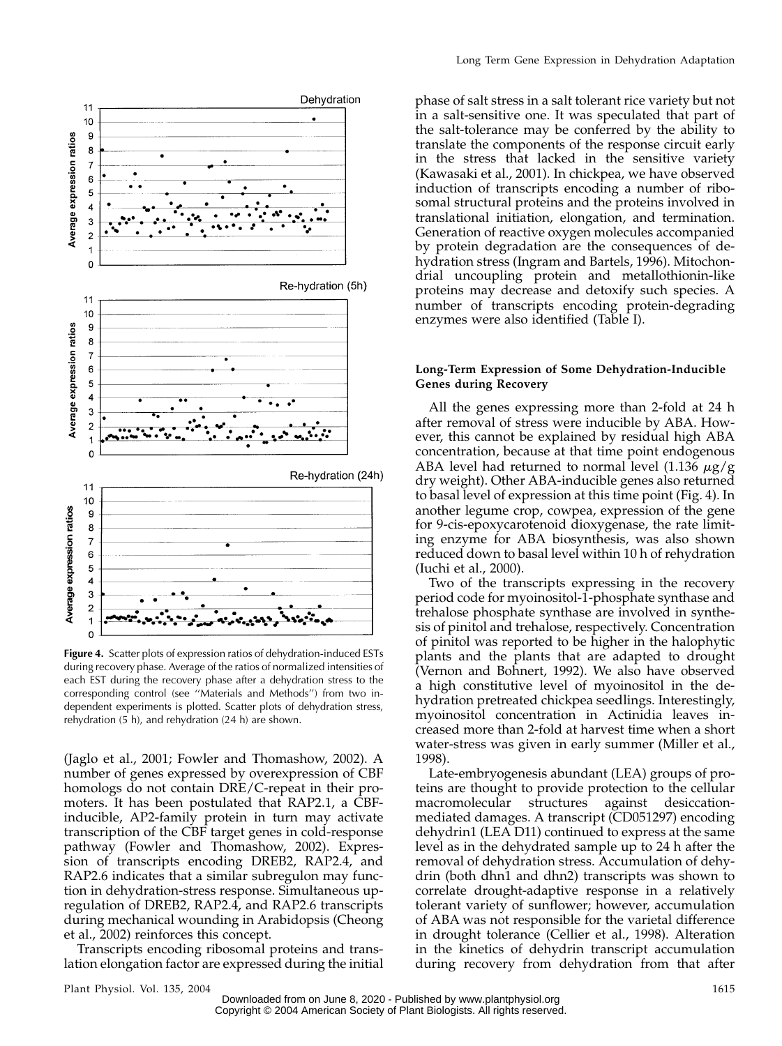Figure 4. Scatter plots of expression ratios of dehydration-induced ESTs during recovery phase. Average of the ratios of normalized intensities of each EST during the recovery phase after a dehydration stress to the corresponding control (see "Materials and Methods") from two independent experiments is plotted. Scatter plots of dehydration stress, rehydration (5 h), and rehydration (24 h) are shown.

(Jaglo et al., 2001; Fowler and Thomashow, 2002). A number of genes expressed by overexpression of CBF homologs do not contain DRE/C-repeat in their promoters. It has been postulated that RAP2.1, a CBF-inducible, AP2-family protein in turn may activate transcription of the CBF target genes in cold-response pathway (Fowler and Thomashow, 2002). Expression of transcripts encoding DREB2, RAP2.4, and RAP2.6 indicates that a similar subregulon may function in dehydration-stress response. Simultaneous up-regulation of DREB2, RAP2.4, and RAP2.6 transcripts during mechanical wounding in Arabidopsis (Cheong et al., 2002) reinforces this concept.

Transcripts encoding ribosomal proteins and translation elongation factor are expressed during the initial phase of salt stress in a salt tolerant rice variety but not in a salt-sensitive one. It was speculated that part of the salt-tolerance may be conferred by the ability to translate the components of the response circuit early in the stress that lacked in the sensitive variety (Kawasaki et al., 2001). In chickpea, we have observed induction of transcripts encoding a number of ribosomal structural proteins and the proteins involved in translational initiation, elongation, and termination. Generation of reactive oxygen molecules accompanied by protein degradation are the consequences of dehydration stress (Ingram and Bartels, 1996). Mitochondrial uncoupling protein and metallothionin-like proteins may decrease and detoxify such species. A number of transcripts encoding protein-degrading enzymes were also identified (Table I).

#### Long-Term Expression of Some Dehydration-Inducible Genes during Recovery

All the genes expressing more than 2-fold at 24 h after removal of stress were inducible by ABA. However, this cannot be explained by residual high ABA concentration, because at that time point endogenous ABA level had returned to normal level (1.136 $\mu$g/g dry weight). Other ABA-inducible genes also returned to basal level of expression at this time point (Fig. 4). In another legume crop, cowpea, expression of the gene for 9-cis-epoxycarotenoid dioxygenase, the rate limiting enzyme for ABA biosynthesis, was also shown reduced down to basal level within 10 h of rehydration (Iuchi et al., 2000).

Two of the transcripts expressing in the recovery period code for myoinositol-1-phosphate synthase and trehalose phosphate synthase are involved in synthesis of pinitol and trehalose, respectively. Concentration of pinitol was reported to be higher in the halophytic plants and the plants that are adapted to drought (Vernon and Bohnert, 1992). We also have observed a high constitutive level of myoinositol in the dehydration pretreated chickpea seedlings. Interestingly, myoinositol concentration in Actinidia leaves increased more than 2-fold at harvest time when a short water-stress was given in early summer (Miller et al., 1998).

Late-embryogenesis abundant (LEA) groups of proteins are thought to provide protection to the cellular macromolecular structures against desiccation-mediated damages. A transcript (CD051297) encoding dehydrin1 (LEA D11) continued to express at the same level as in the dehydrated sample up to 24 h after the removal of dehydration stress. Accumulation of dehydrin (both dhn1 and dhn2) transcripts was shown to correlate drought-adaptive response in a relatively tolerant variety of sunflower; however, accumulation of ABA was not responsible for the varietal difference in drought tolerance (Cellier et al., 1998). Alteration in the kinetics of dehydrin transcript accumulation during recovery from dehydration from that after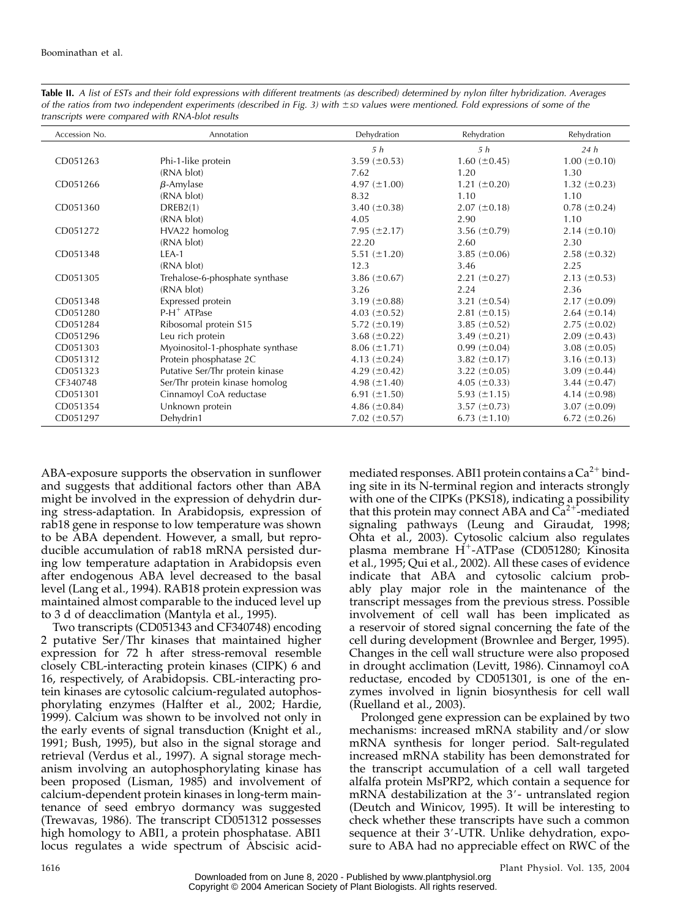**Table II.** *A list of ESTs and their fold expressions with different treatments (as described) determined by nylon filter hybridization. Averages of the ratios from two independent experiments (described in Fig. 3) with ±SD values were mentioned. Fold expressions of some of the transcripts were compared with RNA-blot results*

| Accession No. | Annotation | Dehydration | Rehydration | Rehydration |
|---|---|---|---|---|
| | | *5 h* | *5 h* | *24 h* |
| CD051263 | Phi-1-like protein | 3.59 (±0.53) | 1.60 (±0.45) | 1.00 (±0.10) |
| | (RNA blot) | 7.62 | 1.20 | 1.30 |
| CD051266 | β-Amylase | 4.97 (±1.00) | 1.21 (±0.20) | 1.32 (±0.23) |
| | (RNA blot) | 8.32 | 1.10 | 1.10 |
| CD051360 | DREB2(1) | 3.40 (±0.38) | 2.07 (±0.18) | 0.78 (±0.24) |
| | (RNA blot) | 4.05 | 2.90 | 1.10 |
| CD051272 | HVA22 homolog | 7.95 (±2.17) | 3.56 (±0.79) | 2.14 (±0.10) |
| | (RNA blot) | 22.20 | 2.60 | 2.30 |
| CD051348 | LEA-1 | 5.51 (±1.20) | 3.85 (±0.06) | 2.58 (±0.32) |
| | (RNA blot) | 12.3 | 3.46 | 2.25 |
| CD051305 | Trehalose-6-phosphate synthase | 3.86 (±0.67) | 2.21 (±0.27) | 2.13 (±0.53) |
| | (RNA blot) | 3.26 | 2.24 | 2.36 |
| CD051348 | Expressed protein | 3.19 (±0.88) | 3.21 (±0.54) | 2.17 (±0.09) |
| CD051280 | P-H$^+$ ATPase | 4.03 (±0.52) | 2.81 (±0.15) | 2.64 (±0.14) |
| CD051284 | Ribosomal protein S15 | 5.72 (±0.19) | 3.85 (±0.52) | 2.75 (±0.02) |
| CD051296 | Leu rich protein | 3.68 (±0.22) | 3.49 (±0.21) | 2.09 (±0.43) |
| CD051303 | Myoinositol-1-phosphate synthase | 8.06 (±1.71) | 0.99 (±0.04) | 3.08 (±0.05) |
| CD051312 | Protein phosphatase 2C | 4.13 (±0.24) | 3.82 (±0.17) | 3.16 (±0.13) |
| CD051323 | Putative Ser/Thr protein kinase | 4.29 (±0.42) | 3.22 (±0.05) | 3.09 (±0.44) |
| CF340748 | Ser/Thr protein kinase homolog | 4.98 (±1.40) | 4.05 (±0.33) | 3.44 (±0.47) |
| CD051301 | Cinnamoyl CoA reductase | 6.91 (±1.50) | 5.93 (±1.15) | 4.14 (±0.98) |
| CD051354 | Unknown protein | 4.86 (±0.84) | 3.57 (±0.73) | 3.07 (±0.09) |
| CD051297 | Dehydrin1 | 7.02 (±0.57) | 6.73 (±1.10) | 6.72 (±0.26) |

ABA-exposure supports the observation in sunflower and suggests that additional factors other than ABA might be involved in the expression of dehydrin during stress-adaptation. In Arabidopsis, expression of rab18 gene in response to low temperature was shown to be ABA dependent. However, a small, but reproducible accumulation of rab18 mRNA persisted during low temperature adaptation in Arabidopsis even after endogenous ABA level decreased to the basal level (Lang et al., 1994). RAB18 protein expression was maintained almost comparable to the induced level up to 3 d of deacclimation (Mantyla et al., 1995).

Two transcripts (CD051343 and CF340748) encoding 2 putative Ser/Thr kinases that maintained higher expression for 72 h after stress-removal resemble closely CBL-interacting protein kinases (CIPK) 6 and 16, respectively, of Arabidopsis. CBL-interacting protein kinases are cytosolic calcium-regulated autophosphorylating enzymes (Halfter et al., 2002; Hardie, 1999). Calcium was shown to be involved not only in the early events of signal transduction (Knight et al., 1991; Bush, 1995), but also in the signal storage and retrieval (Verdus et al., 1997). A signal storage mechanism involving an autophosphorylating kinase has been proposed (Lisman, 1985) and involvement of calcium-dependent protein kinases in long-term maintenance of seed embryo dormancy was suggested (Trewavas, 1986). The transcript CD051312 possesses high homology to ABI1, a protein phosphatase. ABI1 locus regulates a wide spectrum of Abscisic acid-mediated responses. ABI1 protein contains a $Ca^{2+}$ binding site in its N-terminal region and interacts strongly with one of the CIPKs (PKS18), indicating a possibility that this protein may connect ABA and $Ca^{2+}$-mediated signaling pathways (Leung and Giraudat, 1998; Ohta et al., 2003). Cytosolic calcium also regulates plasma membrane $H^+$-ATPase (CD051280; Kinosita et al., 1995; Qui et al., 2002). All these cases of evidence indicate that ABA and cytosolic calcium probably play major role in the maintenance of the transcript messages from the previous stress. Possible involvement of cell wall has been implicated as a reservoir of stored signal concerning the fate of the cell during development (Brownlee and Berger, 1995). Changes in the cell wall structure were also proposed in drought acclimation (Levitt, 1986). Cinnamoyl coA reductase, encoded by CD051301, is one of the enzymes involved in lignin biosynthesis for cell wall (Ruelland et al., 2003).

Prolonged gene expression can be explained by two mechanisms: increased mRNA stability and/or slow mRNA synthesis for longer period. Salt-regulated increased mRNA stability has been demonstrated for the transcript accumulation of a cell wall targeted alfalfa protein MsPRP2, which contain a sequence for mRNA destabilization at the 3′- untranslated region (Deutch and Winicov, 1995). It will be interesting to check whether these transcripts have such a common sequence at their 3′-UTR. Unlike dehydration, exposure to ABA had no appreciable effect on RWC of the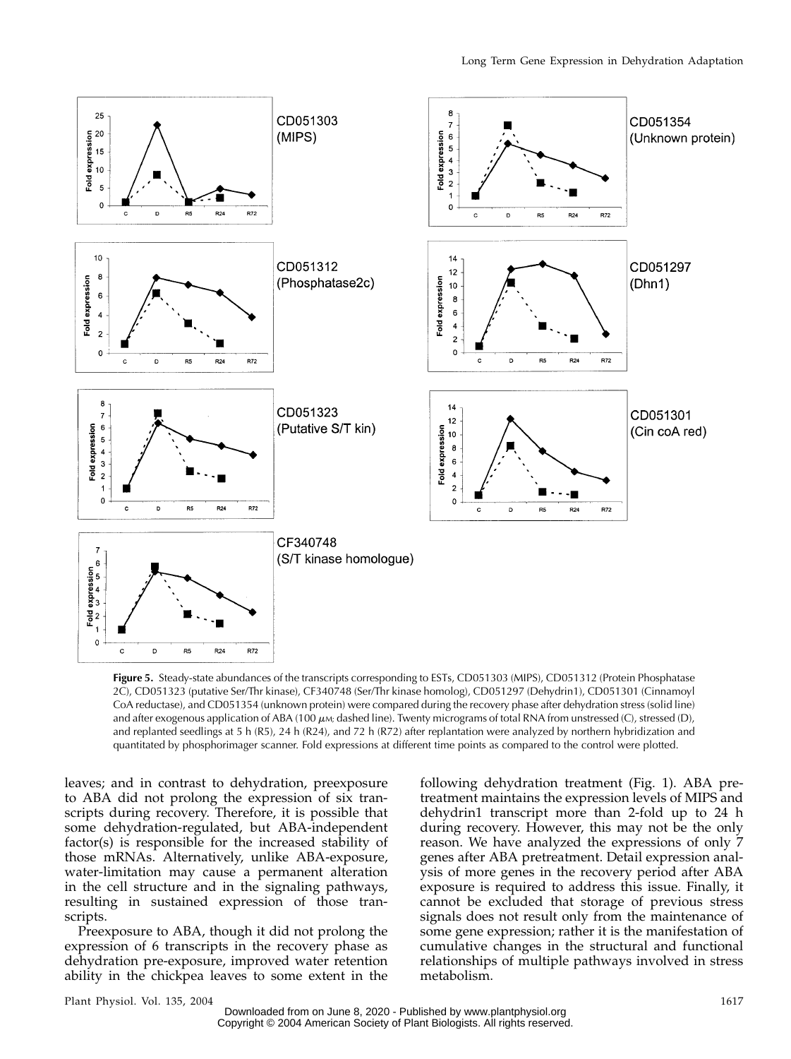**Figure 5.** Steady-state abundances of the transcripts corresponding to ESTs, CD051303 (MIPS), CD051312 (Protein Phosphatase 2C), CD051323 (putative Ser/Thr kinase), CF340748 (Ser/Thr kinase homolog), CD051297 (Dehydrin1), CD051301 (Cinnamoyl CoA reductase), and CD051354 (unknown protein) were compared during the recovery phase after dehydration stress (solid line) and after exogenous application of ABA (100 $\mu$M; dashed line). Twenty micrograms of total RNA from unstressed (C), stressed (D), and replanted seedlings at 5 h (R5), 24 h (R24), and 72 h (R72) after replantation were analyzed by northern hybridization and quantitated by phosphorimager scanner. Fold expressions at different time points as compared to the control were plotted.

leaves; and in contrast to dehydration, preexposure to ABA did not prolong the expression of six transcripts during recovery. Therefore, it is possible that some dehydration-regulated, but ABA-independent factor(s) is responsible for the increased stability of those mRNAs. Alternatively, unlike ABA-exposure, water-limitation may cause a permanent alteration in the cell structure and in the signaling pathways, resulting in sustained expression of those transcripts.

Preexposure to ABA, though it did not prolong the expression of 6 transcripts in the recovery phase as dehydration pre-exposure, improved water retention ability in the chickpea leaves to some extent in the following dehydration treatment (Fig. 1). ABA pretreatment maintains the expression levels of MIPS and dehydrin1 transcript more than 2-fold up to 24 h during recovery. However, this may not be the only reason. We have analyzed the expressions of only 7 genes after ABA pretreatment. Detail expression analysis of more genes in the recovery period after ABA exposure is required to address this issue. Finally, it cannot be excluded that storage of previous stress signals does not result only from the maintenance of some gene expression; rather it is the manifestation of cumulative changes in the structural and functional relationships of multiple pathways involved in stress metabolism.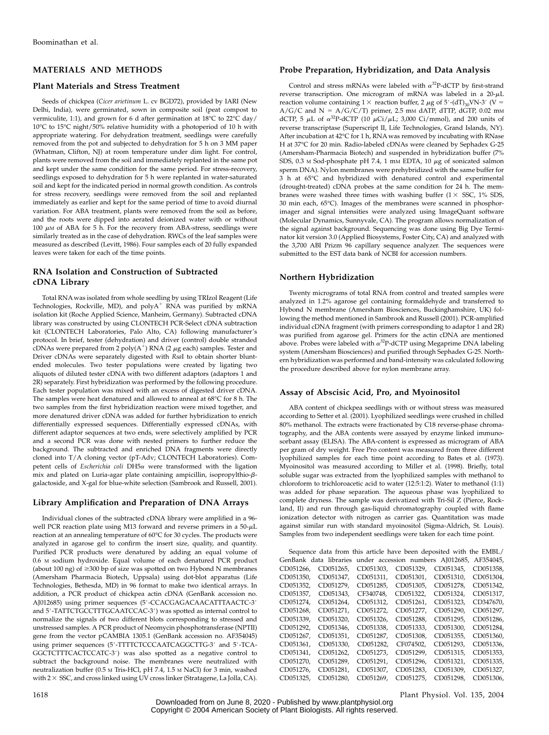## MATERIALS AND METHODS

### Plant Materials and Stress Treatment

Seeds of chickpea (*Cicer arietinum* L. cv BGD72), provided by IARI (New Delhi, India), were germinated, sown in composite soil (peat compost to vermiculite, 1:1), and grown for 6 d after germination at 18°C to 22°C day/10°C to 15°C night/50% relative humidity with a photoperiod of 10 h with appropriate watering. For dehydration treatment, seedlings were carefully removed from the pot and subjected to dehydration for 5 h on 3 MM paper (Whatman, Clifton, NJ) at room temperature under dim light. For control, plants were removed from the soil and immediately replanted in the same pot and kept under the same condition for the same period. For stress-recovery, seedlings exposed to dehydration for 5 h were replanted in water-saturated soil and kept for the indicated period in normal growth condition. As controls for stress recovery, seedlings were removed from the soil and replanted immediately as earlier and kept for the same period of time to avoid diurnal variation. For ABA treatment, plants were removed from the soil as before, and the roots were dipped into aerated deionized water with or without 100 $\mu$M of ABA for 5 h. For the recovery from ABA-stress, seedlings were similarly treated as in the case of dehydration. RWCs of the leaf samples were measured as described (Levitt, 1986). Four samples each of 20 fully expanded leaves were taken for each of the time points.

### RNA Isolation and Construction of Subtracted cDNA Library

Total RNA was isolated from whole seedling by using TRIzol Reagent (Life Technologies, Rockville, MD), and polyA$^+$ RNA was purified by mRNA isolation kit (Roche Applied Science, Manheim, Germany). Subtracted cDNA library was constructed by using CLONTECH PCR-Select cDNA subtraction kit (CLONTECH Laboratories, Palo Alto, CA) following manufacturer's protocol. In brief, tester (dehydration) and driver (control) double stranded cDNAs were prepared from 2 poly(A$^+$) RNA (2 $\mu$g each) samples. Tester and Driver cDNAs were separately digested with *Rsa*I to obtain shorter blunt-ended molecules. Two tester populations were created by ligating two aliquots of diluted tester cDNA with two different adaptors (adaptors 1 and 2R) separately. First hybridization was performed by the following procedure. Each tester population was mixed with an excess of digested driver cDNA. The samples were heat denatured and allowed to anneal at 68°C for 8 h. The two samples from the first hybridization reaction were mixed together, and more denatured driver cDNA was added for further hybridization to enrich differentially expressed sequences. Differentially expressed cDNAs, with different adaptor sequences at two ends, were selectively amplified by PCR and a second PCR was done with nested primers to further reduce the background. The subtracted and enriched DNA fragments were directly cloned into T/A cloning vector (pT-Adv; CLONTECH Laboratories). Competent cells of *Escherichia coli* DH5$\alpha$ were transformed with the ligation mix and plated on Luria-agar plate containing ampicillin, isopropylthio-$\beta$-galactoside, and X-gal for blue-white selection (Sambrook and Russell, 2001).

### Library Amplification and Preparation of DNA Arrays

Individual clones of the subtracted cDNA library were amplified in a 96-well PCR reaction plate using M13 forward and reverse primers in a 50-$\mu$L reaction at an annealing temperature of 60°C for 30 cycles. The products were analyzed in agarose gel to confirm the insert size, quality, and quantity. Purified PCR products were denatured by adding an equal volume of 0.6 M sodium hydroxide. Equal volume of each denatured PCR product (about 100 ng) of ≥300 bp of size was spotted on two Hybond N membranes (Amersham Pharmacia Biotech, Uppsala) using dot-blot apparatus (Life Technologies, Bethesda, MD) in 96 format to make two identical arrays. In addition, a PCR product of chickpea actin cDNA (GenBank accession no. AJ012685) using primer sequences (5′-CCACGAGACAACATTTAACTC-3′ and 5′-TATTCTGCCTTTGCAATCCAC-3′) was spotted as internal control to normalize the signals of two different blots corresponding to stressed and unstressed samples. A PCR product of Neomycin phosphotransferase (NPTII) gene from the vector pCAMBIA 1305.1 (GenBank accession no. AF354045) using primer sequences (5′-TTTTCTCCCAATCAGGCTTG-3′ and 5′-TCAGGCTCTTTCACTCCATC-3′) was also spotted as a negative control to subtract the background noise. The membranes were neutralized with neutralization buffer (0.5 M Tris-HCl, pH 7.4, 1.5 M NaCl) for 3 min, washed with 2× SSC, and cross linked using UV cross linker (Stratagene, La Jolla, CA).

### Probe Preparation, Hybridization, and Data Analysis

Control and stress mRNAs were labeled with $\alpha^{32}$P-dCTP by first-strand reverse transcription. One microgram of mRNA was labeled in a 20-$\mu$L reaction volume containing 1× reaction buffer, 2 $\mu$g of 5′-(dT)$_{30}$VN-3′ (V = A/G/C and N = A/G/C/T) primer, 2.5 mM dATP, dTTP, dGTP, 0.02 mM dCTP, 5 $\mu$L of $\alpha^{32}$P-dCTP (10 $\mu$Ci/$\mu$L; 3,000 Ci/mmol), and 200 units of reverse transcriptase (Superscript II, Life Technologies, Grand Islands, NY). After incubation at 42°C for 1 h, RNA was removed by incubating with RNase H at 37°C for 20 min. Radio-labeled cDNAs were cleaned by Sephadex G-25 (Amersham-Pharmacia Biotech) and suspended in hybridization buffer (7% SDS, 0.3 M Sod-phosphate pH 7.4, 1 mM EDTA, 10 $\mu$g of sonicated salmon sperm DNA). Nylon membranes were prehybridized with the same buffer for 3 h at 65°C and hybridized with denatured control and experimental (drought-treated) cDNA probes at the same condition for 24 h. The membranes were washed three times with washing buffer (1× SSC, 1% SDS, 30 min each, 65°C). Images of the membranes were scanned in phosphorimager and signal intensities were analyzed using ImageQuant software (Molecular Dynamics, Sunnyvale, CA). The program allows normalization of the signal against background. Sequencing was done using Big Dye Terminator kit version 3.0 (Applied Biosystems, Foster City, CA) and analyzed with the 3,700 ABI Prizm 96 capillary sequence analyzer. The sequences were submitted to the EST data bank of NCBI for accession numbers.

### Northern Hybridization

Twenty micrograms of total RNA from control and treated samples were analyzed in 1.2% agarose gel containing formaldehyde and transferred to Hybond N membrane (Amersham Biosciences, Buckinghamshire, UK) following the method mentioned in Sambrook and Russell (2001). PCR-amplified individual cDNA fragment (with primers corresponding to adaptor 1 and 2R) was purified from agarose gel. Primers for the actin cDNA are mentioned above. Probes were labeled with $\alpha^{32}$P-dCTP using Megaprime DNA labeling system (Amersham Biosciences) and purified through Sephadex G-25. Northern hybridization was performed and band-intensity was calculated following the procedure described above for nylon membrane array.

### Assay of Abscisic Acid, Pro, and Myoinositol

ABA content of chickpea seedlings with or without stress was measured according to Setter et al. (2001). Lyophilized seedlings were crushed in chilled 80% methanol. The extracts were fractionated by C18 reverse-phase chromatography, and the ABA contents were assayed by enzyme linked immunosorbant assay (ELISA). The ABA-content is expressed as microgram of ABA per gram of dry weight. Free Pro content was measured from three different lyophilized samples for each time point according to Bates et al. (1973). Myoinositol was measured according to Miller et al. (1998). Briefly, total soluble sugar was extracted from the lyophilized samples with methanol to chloroform to trichloroacetic acid to water (12:5:1:2). Water to methanol (1:1) was added for phase separation. The aqueous phase was lyophilized to complete dryness. The sample was derivatized with Tri-Sil Z (Pierce, Rockland, Il) and run through gas-liquid chromatography coupled with flame ionization detector with nitrogen as carrier gas. Quantitation was made against similar run with standard myoinositol (Sigma-Aldrich, St. Louis). Samples from two independent seedlings were taken for each time point.

Sequence data from this article have been deposited with the EMBL/GenBank data libraries under accession numbers AJ012685, AF354045, CD051266, CD051265, CD051303, CD051329, CD051345, CD051358, CD051350, CD051347, CD051311, CD051301, CD051310, CD051304, CD051352, CD051279, CD051285, CD051305, CD051278, CD051342, CD051357, CD051343, CF340748, CD051322, CD051324, CD051317, CD051274, CD051264, CD051312, CD051261, CD051323, CD347670, CD051268, CD051271, CD051272, CD051277, CD051290, CD051297, CD051339, CD051320, CD051326, CD051288, CD051295, CD051286, CD051292, CD051346, CD051338, CD051333, CD051300, CD051284, CD051267, CD051351, CD051287, CD051308, CD051355, CD051360, CD051361, CD051330, CD051282, CF074502, CD051293, CD051336, CD051341, CD051262, CD051273, CD051299, CD051315, CD051353, CD051270, CD051289, CD051291, CD051296, CD051321, CD051335, CD051276, CD051281, CD051307, CD051283, CD051309, CD051327, CD051325, CD051280, CD051269, CD051275, CD051298, CD051306,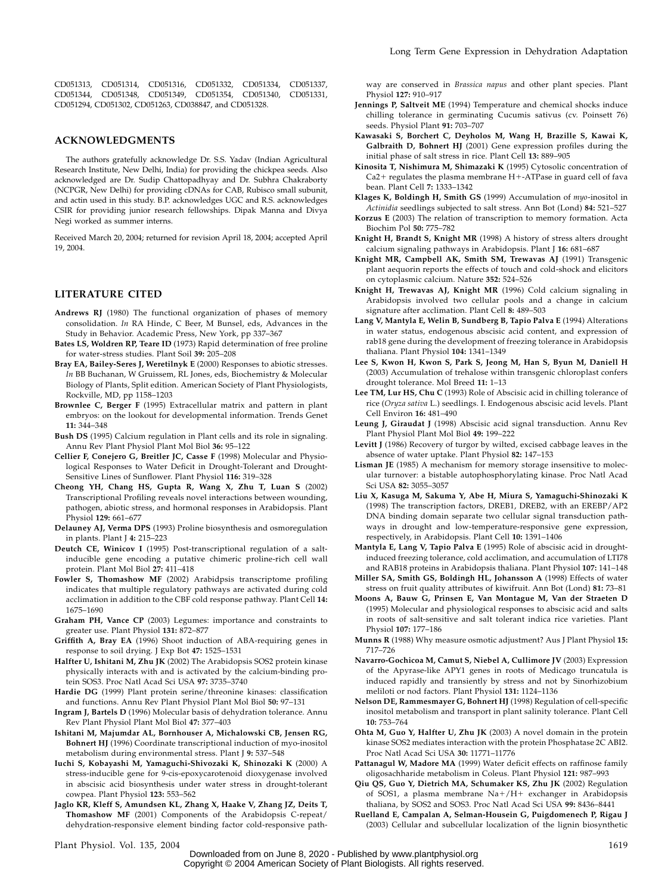CD051313, CD051314, CD051316, CD051332, CD051334, CD051337, CD051344, CD051348, CD051349, CD051354, CD051340, CD051331, CD051294, CD051302, CD051263, CD038847, and CD051328.

## ACKNOWLEDGMENTS

The authors gratefully acknowledge Dr. S.S. Yadav (Indian Agricultural Research Institute, New Delhi, India) for providing the chickpea seeds. Also acknowledged are Dr. Sudip Chattopadhyay and Dr. Subhra Chakraborty (NCPGR, New Delhi) for providing cDNAs for CAB, Rubisco small subunit, and actin used in this study. B.P. acknowledges UGC and R.S. acknowledges CSIR for providing junior research fellowships. Dipak Manna and Divya Negi worked as summer interns.

Received March 20, 2004; returned for revision April 18, 2004; accepted April 19, 2004.

## LITERATURE CITED

**Andrews RJ** (1980) The functional organization of phases of memory consolidation. *In* RA Hinde, C Beer, M Bunsel, eds, Advances in the Study in Behavior. Academic Press, New York, pp 337–367

**Bates LS, Woldren RP, Teare ID** (1973) Rapid determination of free proline for water-stress studies. Plant Soil **39:** 205–208

**Bray EA, Bailey-Seres J, Weretilnyk E** (2000) Responses to abiotic stresses. *In* BB Buchanan, W Gruissem, RL Jones, eds, Biochemistry & Molecular Biology of Plants, Split edition. American Society of Plant Physiologists, Rockville, MD, pp 1158–1203

**Brownlee C, Berger F** (1995) Extracellular matrix and pattern in plant embryos: on the lookout for developmental information. Trends Genet **11:** 344–348

**Bush DS** (1995) Calcium regulation in Plant cells and its role in signaling. Annu Rev Plant Physiol Plant Mol Biol **36:** 95–122

**Cellier F, Conejero G, Breitler JC, Casse F** (1998) Molecular and Physiological Responses to Water Deficit in Drought-Tolerant and Drought-Sensitive Lines of Sunflower. Plant Physiol **116:** 319–328

**Cheong YH, Chang HS, Gupta R, Wang X, Zhu T, Luan S** (2002) Transcriptional Profiling reveals novel interactions between wounding, pathogen, abiotic stress, and hormonal responses in Arabidopsis. Plant Physiol **129:** 661–677

**Delauney AJ, Verma DPS** (1993) Proline biosynthesis and osmoregulation in plants. Plant J **4:** 215–223

**Deutch CE, Winicov I** (1995) Post-transcriptional regulation of a salt-inducible gene encoding a putative chimeric proline-rich cell wall protein. Plant Mol Biol **27:** 411–418

**Fowler S, Thomashow MF** (2002) Arabidpsis transcriptome profiling indicates that multiple regulatory pathways are activated during cold acclimation in addition to the CBF cold response pathway. Plant Cell **14:** 1675–1690

**Graham PH, Vance CP** (2003) Legumes: importance and constraints to greater use. Plant Physiol **131:** 872–877

**Griffith A, Bray EA** (1996) Shoot induction of ABA-requiring genes in response to soil drying. J Exp Bot **47:** 1525–1531

**Halfter U, Ishitani M, Zhu JK** (2002) The Arabidopsis SOS2 protein kinase physically interacts with and is activated by the calcium-binding protein SOS3. Proc Natl Acad Sci USA **97:** 3735–3740

**Hardie DG** (1999) Plant protein serine/threonine kinases: classification and functions. Annu Rev Plant Physiol Plant Mol Biol **50:** 97–131

**Ingram J, Bartels D** (1996) Molecular basis of dehydration tolerance. Annu Rev Plant Physiol Plant Mol Biol **47:** 377–403

**Ishitani M, Majumdar AL, Bornhouser A, Michalowski CB, Jensen RG, Bohnert HJ** (1996) Coordinate transcriptional induction of myo-inositol metabolism during environmental stress. Plant J **9:** 537–548

**Iuchi S, Kobayashi M, Yamaguchi-Shivozaki K, Shinozaki K** (2000) A stress-inducible gene for 9-cis-epoxycarotenoid dioxygenase involved in abscisic acid biosynthesis under water stress in drought-tolerant cowpea. Plant Physiol **123:** 553–562

**Jaglo KR, Kleff S, Amundsen KL, Zhang X, Haake V, Zhang JZ, Deits T, Thomashow MF** (2001) Components of the Arabidopsis C-repeat/dehydration-responsive element binding factor cold-responsive pathway are conserved in *Brassica napus* and other plant species. Plant Physiol **127:** 910–917

**Jennings P, Saltveit ME** (1994) Temperature and chemical shocks induce chilling tolerance in germinating Cucumis sativus (cv. Poinsett 76) seeds. Physiol Plant **91:** 703–707

**Kawasaki S, Borchert C, Deyholos M, Wang H, Brazille S, Kawai K, Galbraith D, Bohnert HJ** (2001) Gene expression profiles during the initial phase of salt stress in rice. Plant Cell **13:** 889–905

**Kinosita T, Nishimura M, Shimazaki K** (1995) Cytosolic concentration of $Ca^{2+}$ regulates the plasma membrane $H^{+}$-ATPase in guard cell of fava bean. Plant Cell **7:** 1333–1342

**Klages K, Boldingh H, Smith GS** (1999) Accumulation of *myo*-inositol in *Actinidia* seedlings subjected to salt stress. Ann Bot (Lond) **84:** 521–527

**Korzus E** (2003) The relation of transcription to memory formation. Acta Biochim Pol **50:** 775–782

**Knight H, Brandt S, Knight MR** (1998) A history of stress alters drought calcium signaling pathways in Arabidopsis. Plant J **16:** 681–687

**Knight MR, Campbell AK, Smith SM, Trewavas AJ** (1991) Transgenic plant aequorin reports the effects of touch and cold-shock and elicitors on cytoplasmic calcium. Nature **352:** 524–526

**Knight H, Trewavas AJ, Knight MR** (1996) Cold calcium signaling in Arabidopsis involved two cellular pools and a change in calcium signature after acclimation. Plant Cell **8:** 489–503

**Lang V, Mantyla E, Welin B, Sundberg B, Tapio Palva E** (1994) Alterations in water status, endogenous abscisic acid content, and expression of rab18 gene during the development of freezing tolerance in Arabidopsis thaliana. Plant Physiol **104:** 1341–1349

**Lee S, Kwon H, Kwon S, Park S, Jeong M, Han S, Byun M, Daniell H** (2003) Accumulation of trehalose within transgenic chloroplast confers drought tolerance. Mol Breed **11:** 1–13

**Lee TM, Lur HS, Chu C** (1993) Role of Abscisic acid in chilling tolerance of rice (*Oryza sativa* L.) seedlings. I. Endogenous abscisic acid levels. Plant Cell Environ **16:** 481–490

**Leung J, Giraudat J** (1998) Abscisic acid signal transduction. Annu Rev Plant Physiol Plant Mol Biol **49:** 199–222

**Levitt J** (1986) Recovery of turgor by wilted, excised cabbage leaves in the absence of water uptake. Plant Physiol **82:** 147–153

**Lisman JE** (1985) A mechanism for memory storage insensitive to molecular turnover: a bistable autophosphorylating kinase. Proc Natl Acad Sci USA **82:** 3055–3057

**Liu X, Kasuga M, Sakuma Y, Abe H, Miura S, Yamaguchi-Shinozaki K** (1998) The transcription factors, DREB1, DREB2, with an EREBP/AP2 DNA binding domain separate two cellular signal transduction pathways in drought and low-temperature-responsive gene expression, respectively, in Arabidopsis. Plant Cell **10:** 1391–1406

**Mantyla E, Lang V, Tapio Palva E** (1995) Role of abscisic acid in drought-induced freezing tolerance, cold acclimation, and accumulation of LTI78 and RAB18 proteins in Arabidopsis thaliana. Plant Physiol **107:** 141–148

**Miller SA, Smith GS, Boldingh HL, Johansson A** (1998) Effects of water stress on fruit quality attributes of kiwifruit. Ann Bot (Lond) **81:** 73–81

**Moons A, Bauw G, Prinsen E, Van Montague M, Van der Straeten D** (1995) Molecular and physiological responses to abscisic acid and salts in roots of salt-sensitive and salt tolerant indica rice varieties. Plant Physiol **107:** 177–186

**Munns R** (1988) Why measure osmotic adjustment? Aus J Plant Physiol **15:** 717–726

**Navarro-Gochicoa M, Camut S, Niebel A, Cullimore JV** (2003) Expression of the Apyrase-like APY1 genes in roots of Medicago truncatula is induced rapidly and transiently by stress and not by Sinorhizobium meliloti or nod factors. Plant Physiol **131:** 1124–1136

**Nelson DE, Rammesmayer G, Bohnert HJ** (1998) Regulation of cell-specific inositol metabolism and transport in plant salinity tolerance. Plant Cell **10:** 753–764

**Ohta M, Guo Y, Halfter U, Zhu JK** (2003) A novel domain in the protein kinase SOS2 mediates interaction with the protein Phosphatase 2C ABI2. Proc Natl Acad Sci USA **30:** 11771–11776

**Pattanagul W, Madore MA** (1999) Water deficit effects on raffinose family oligosachharide metabolism in Coleus. Plant Physiol **121:** 987–993

**Qiu QS, Guo Y, Dietrich MA, Schumaker KS, Zhu JK** (2002) Regulation of SOS1, a plasma membrane $Na^{+}/H^{+}$ exchanger in Arabidopsis thaliana, by SOS2 and SOS3. Proc Natl Acad Sci USA **99:** 8436–8441

**Ruelland E, Campalan A, Selman-Housein G, Puigdomenech P, Rigau J** (2003) Cellular and subcellular localization of the lignin biosynthetic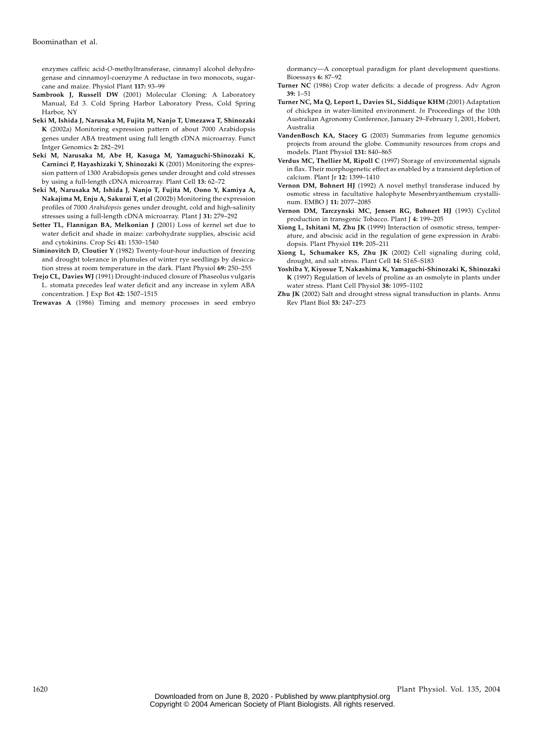enzymes caffeic acid-*O*-methyltransferase, cinnamyl alcohol dehydrogenase and cinnamoyl-coenzyme A reductase in two monocots, sugarcane and maize. Physiol Plant **117:** 93–99

**Sambrook J, Russell DW** (2001) Molecular Cloning: A Laboratory Manual, Ed 3. Cold Spring Harbor Laboratory Press, Cold Spring Harbor, NY

**Seki M, Ishida J, Narusaka M, Fujita M, Nanjo T, Umezawa T, Shinozaki K** (2002a) Monitoring expression pattern of about 7000 Arabidopsis genes under ABA treatment using full length cDNA microarray. Funct Intger Genomics **2:** 282–291

**Seki M, Narusaka M, Abe H, Kasuga M, Yamaguchi-Shinozaki K, Carninci P, Hayashizaki Y, Shinozaki K** (2001) Monitoring the expression pattern of 1300 Arabidopsis genes under drought and cold stresses by using a full-length cDNA microarray. Plant Cell **13:** 62–72

**Seki M, Narusaka M, Ishida J, Nanjo T, Fujita M, Oono Y, Kamiya A, Nakajima M, Enju A, Sakurai T, et al** (2002b) Monitoring the expression profiles of 7000 *Arabidopsis* genes under drought, cold and high-salinity stresses using a full-length cDNA microarray. Plant J **31:** 279–292

**Setter TL, Flannigan BA, Melkonian J** (2001) Loss of kernel set due to water deficit and shade in maize: carbohydrate supplies, abscisic acid and cytokinins. Crop Sci **41:** 1530–1540

**Siminovitch D, Cloutier Y** (1982) Twenty-four-hour induction of freezing and drought tolerance in plumules of winter rye seedlings by desiccation stress at room temperature in the dark. Plant Physiol **69:** 250–255

**Trejo CL, Davies WJ** (1991) Drought-induced closure of Phaseolus vulgaris L. stomata precedes leaf water deficit and any increase in xylem ABA concentration. J Exp Bot **42:** 1507–1515

**Trewavas A** (1986) Timing and memory processes in seed embryo dormancy—A conceptual paradigm for plant development questions. Bioessays **6:** 87–92

**Turner NC** (1986) Crop water deficits: a decade of progress. Adv Agron **39:** 1–51

**Turner NC, Ma Q, Leport L, Davies SL, Siddique KHM** (2001) Adaptation of chickpea in water-limited environment. *In* Proceedings of the 10th Australian Agronomy Conference, January 29–February 1, 2001, Hobert, Australia

**VandenBosch KA, Stacey G** (2003) Summaries from legume genomics projects from around the globe. Community resources from crops and models. Plant Physiol **131:** 840–865

**Verdus MC, Thellier M, Ripoll C** (1997) Storage of environmental signals in flax. Their morphogenetic effect as enabled by a transient depletion of calcium. Plant Jr **12:** 1399–1410

**Vernon DM, Bohnert HJ** (1992) A novel methyl transferase induced by osmotic stress in facultative halophyte Mesenbryanthemum crystallinum. EMBO J **11:** 2077–2085

**Vernon DM, Tarczynski MC, Jensen RG, Bohnert HJ** (1993) Cyclitol production in transgenic Tobacco. Plant J **4:** 199–205

**Xiong L, Ishitani M, Zhu JK** (1999) Interaction of osmotic stress, temperature, and abscisic acid in the regulation of gene expression in Arabidopsis. Plant Physiol **119:** 205–211

**Xiong L, Schumaker KS, Zhu JK** (2002) Cell signaling during cold, drought, and salt stress. Plant Cell **14:** S165–S183

**Yoshiba Y, Kiyosue T, Nakashima K, Yamaguchi-Shinozaki K, Shinozaki K** (1997) Regulation of levels of proline as an osmolyte in plants under water stress. Plant Cell Physiol **38:** 1095–1102

**Zhu JK** (2002) Salt and drought stress signal transduction in plants. Annu Rev Plant Biol **53:** 247–273